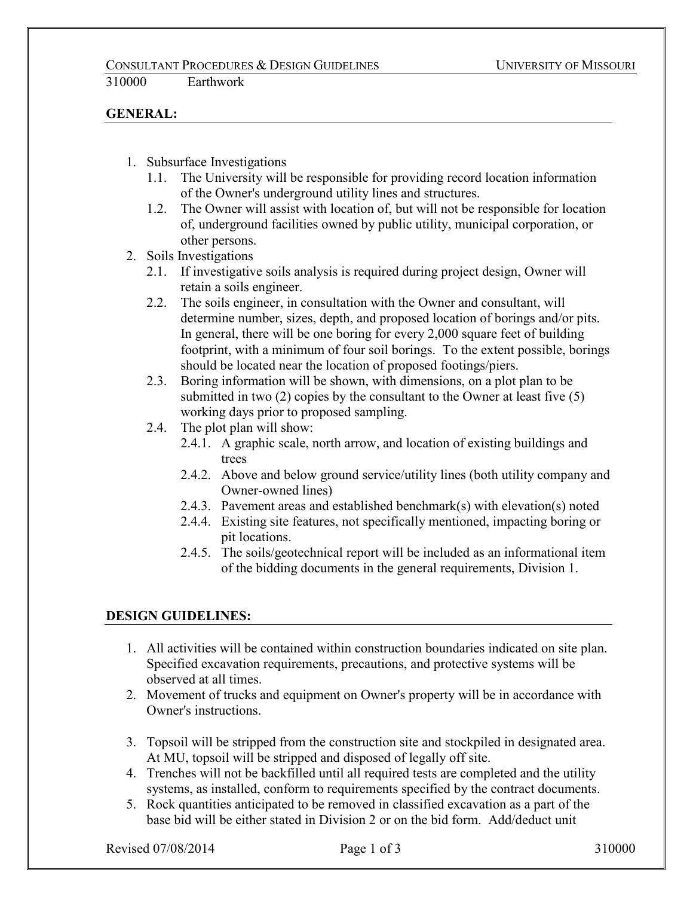# 310000 Earthwork

## GENERAL:

1. Subsurface Investigations
   1.1. The University will be responsible for providing record location information of the Owner's underground utility lines and structures.
   1.2. The Owner will assist with location of, but will not be responsible for location of, underground facilities owned by public utility, municipal corporation, or other persons.
2. Soils Investigations
   2.1. If investigative soils analysis is required during project design, Owner will retain a soils engineer.
   2.2. The soils engineer, in consultation with the Owner and consultant, will determine number, sizes, depth, and proposed location of borings and/or pits. In general, there will be one boring for every 2,000 square feet of building footprint, with a minimum of four soil borings. To the extent possible, borings should be located near the location of proposed footings/piers.
   2.3. Boring information will be shown, with dimensions, on a plot plan to be submitted in two (2) copies by the consultant to the Owner at least five (5) working days prior to proposed sampling.
   2.4. The plot plan will show:
      2.4.1. A graphic scale, north arrow, and location of existing buildings and trees
      2.4.2. Above and below ground service/utility lines (both utility company and Owner-owned lines)
      2.4.3. Pavement areas and established benchmark(s) with elevation(s) noted
      2.4.4. Existing site features, not specifically mentioned, impacting boring or pit locations.
      2.4.5. The soils/geotechnical report will be included as an informational item of the bidding documents in the general requirements, Division 1.

## DESIGN GUIDELINES:

1. All activities will be contained within construction boundaries indicated on site plan. Specified excavation requirements, precautions, and protective systems will be observed at all times.
2. Movement of trucks and equipment on Owner's property will be in accordance with Owner's instructions.
3. Topsoil will be stripped from the construction site and stockpiled in designated area. At MU, topsoil will be stripped and disposed of legally off site.
4. Trenches will not be backfilled until all required tests are completed and the utility systems, as installed, conform to requirements specified by the contract documents.
5. Rock quantities anticipated to be removed in classified excavation as a part of the base bid will be either stated in Division 2 or on the bid form. Add/deduct unit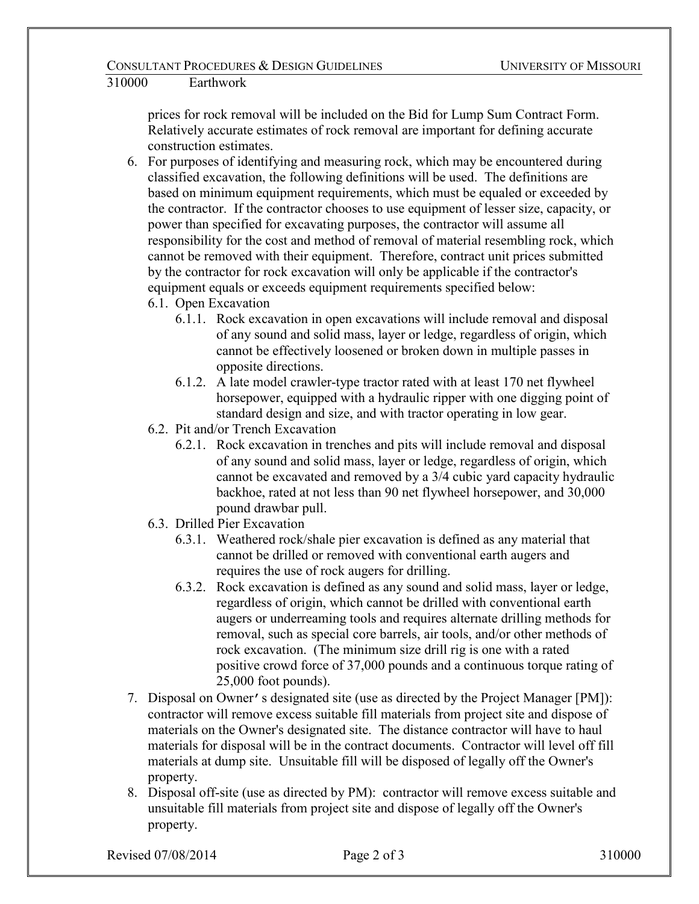prices for rock removal will be included on the Bid for Lump Sum Contract Form. Relatively accurate estimates of rock removal are important for defining accurate construction estimates.

6. For purposes of identifying and measuring rock, which may be encountered during classified excavation, the following definitions will be used. The definitions are based on minimum equipment requirements, which must be equaled or exceeded by the contractor. If the contractor chooses to use equipment of lesser size, capacity, or power than specified for excavating purposes, the contractor will assume all responsibility for the cost and method of removal of material resembling rock, which cannot be removed with their equipment. Therefore, contract unit prices submitted by the contractor for rock excavation will only be applicable if the contractor's equipment equals or exceeds equipment requirements specified below:
   - 6.1. Open Excavation
     - 6.1.1. Rock excavation in open excavations will include removal and disposal of any sound and solid mass, layer or ledge, regardless of origin, which cannot be effectively loosened or broken down in multiple passes in opposite directions.
     - 6.1.2. A late model crawler-type tractor rated with at least 170 net flywheel horsepower, equipped with a hydraulic ripper with one digging point of standard design and size, and with tractor operating in low gear.
   - 6.2. Pit and/or Trench Excavation
     - 6.2.1. Rock excavation in trenches and pits will include removal and disposal of any sound and solid mass, layer or ledge, regardless of origin, which cannot be excavated and removed by a 3/4 cubic yard capacity hydraulic backhoe, rated at not less than 90 net flywheel horsepower, and 30,000 pound drawbar pull.
   - 6.3. Drilled Pier Excavation
     - 6.3.1. Weathered rock/shale pier excavation is defined as any material that cannot be drilled or removed with conventional earth augers and requires the use of rock augers for drilling.
     - 6.3.2. Rock excavation is defined as any sound and solid mass, layer or ledge, regardless of origin, which cannot be drilled with conventional earth augers or underreaming tools and requires alternate drilling methods for removal, such as special core barrels, air tools, and/or other methods of rock excavation. (The minimum size drill rig is one with a rated positive crowd force of 37,000 pounds and a continuous torque rating of 25,000 foot pounds).
7. Disposal on Owner's designated site (use as directed by the Project Manager [PM]): contractor will remove excess suitable fill materials from project site and dispose of materials on the Owner's designated site. The distance contractor will have to haul materials for disposal will be in the contract documents. Contractor will level off fill materials at dump site. Unsuitable fill will be disposed of legally off the Owner's property.
8. Disposal off-site (use as directed by PM): contractor will remove excess suitable and unsuitable fill materials from project site and dispose of legally off the Owner's property.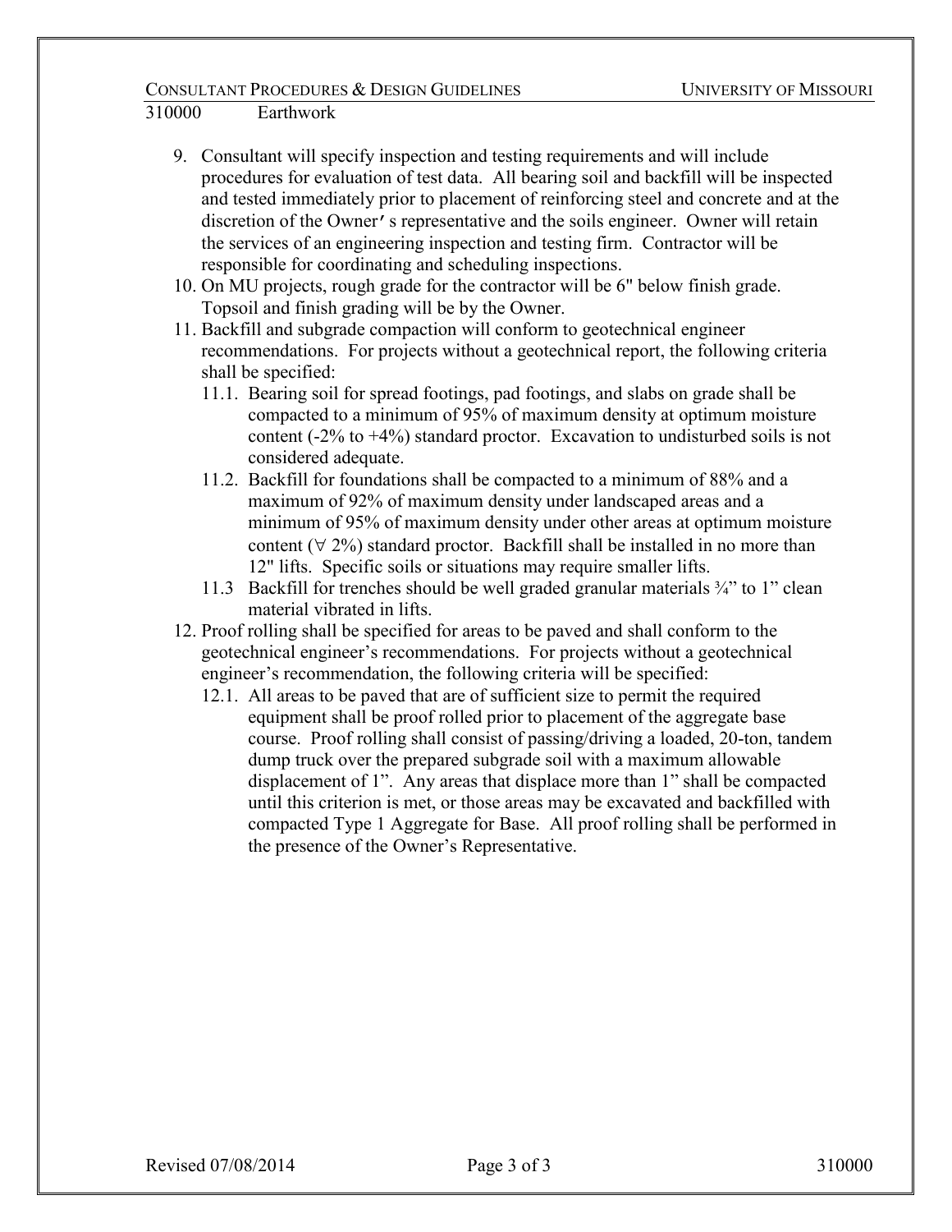9. Consultant will specify inspection and testing requirements and will include procedures for evaluation of test data. All bearing soil and backfill will be inspected and tested immediately prior to placement of reinforcing steel and concrete and at the discretion of the Owner's representative and the soils engineer. Owner will retain the services of an engineering inspection and testing firm. Contractor will be responsible for coordinating and scheduling inspections.
10. On MU projects, rough grade for the contractor will be 6" below finish grade. Topsoil and finish grading will be by the Owner.
11. Backfill and subgrade compaction will conform to geotechnical engineer recommendations. For projects without a geotechnical report, the following criteria shall be specified:
    - 11.1. Bearing soil for spread footings, pad footings, and slabs on grade shall be compacted to a minimum of 95% of maximum density at optimum moisture content (-2% to +4%) standard proctor. Excavation to undisturbed soils is not considered adequate.
    - 11.2. Backfill for foundations shall be compacted to a minimum of 88% and a maximum of 92% of maximum density under landscaped areas and a minimum of 95% of maximum density under other areas at optimum moisture content (∀ 2%) standard proctor. Backfill shall be installed in no more than 12" lifts. Specific soils or situations may require smaller lifts.
    - 11.3 Backfill for trenches should be well graded granular materials ¾" to 1" clean material vibrated in lifts.
12. Proof rolling shall be specified for areas to be paved and shall conform to the geotechnical engineer's recommendations. For projects without a geotechnical engineer's recommendation, the following criteria will be specified:
    - 12.1. All areas to be paved that are of sufficient size to permit the required equipment shall be proof rolled prior to placement of the aggregate base course. Proof rolling shall consist of passing/driving a loaded, 20-ton, tandem dump truck over the prepared subgrade soil with a maximum allowable displacement of 1". Any areas that displace more than 1" shall be compacted until this criterion is met, or those areas may be excavated and backfilled with compacted Type 1 Aggregate for Base. All proof rolling shall be performed in the presence of the Owner's Representative.